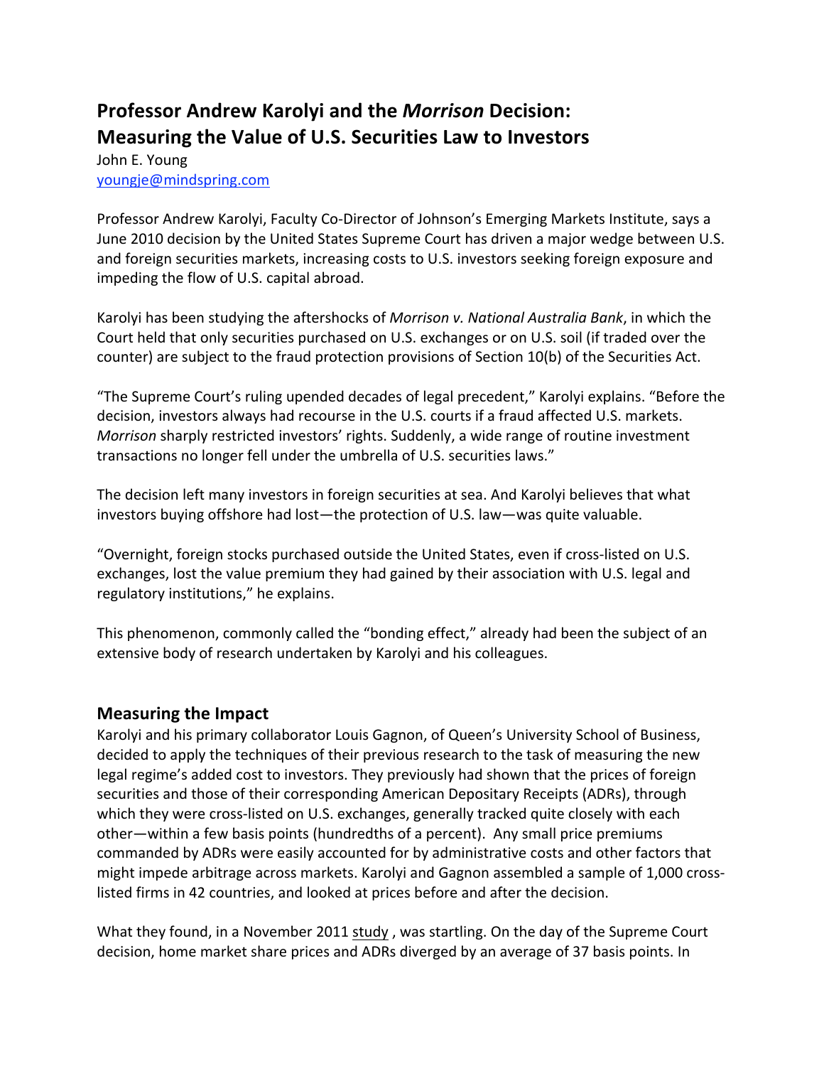# Professor Andrew Karolyi and the *Morrison* Decision: Measuring the Value of U.S. Securities Law to Investors

John E. Young
youngje@mindspring.com

Professor Andrew Karolyi, Faculty Co-Director of Johnson's Emerging Markets Institute, says a June 2010 decision by the United States Supreme Court has driven a major wedge between U.S. and foreign securities markets, increasing costs to U.S. investors seeking foreign exposure and impeding the flow of U.S. capital abroad.

Karolyi has been studying the aftershocks of *Morrison v. National Australia Bank*, in which the Court held that only securities purchased on U.S. exchanges or on U.S. soil (if traded over the counter) are subject to the fraud protection provisions of Section 10(b) of the Securities Act.

"The Supreme Court's ruling upended decades of legal precedent," Karolyi explains. "Before the decision, investors always had recourse in the U.S. courts if a fraud affected U.S. markets. *Morrison* sharply restricted investors' rights. Suddenly, a wide range of routine investment transactions no longer fell under the umbrella of U.S. securities laws."

The decision left many investors in foreign securities at sea. And Karolyi believes that what investors buying offshore had lost—the protection of U.S. law—was quite valuable.

"Overnight, foreign stocks purchased outside the United States, even if cross-listed on U.S. exchanges, lost the value premium they had gained by their association with U.S. legal and regulatory institutions," he explains.

This phenomenon, commonly called the "bonding effect," already had been the subject of an extensive body of research undertaken by Karolyi and his colleagues.

## Measuring the Impact

Karolyi and his primary collaborator Louis Gagnon, of Queen's University School of Business, decided to apply the techniques of their previous research to the task of measuring the new legal regime's added cost to investors. They previously had shown that the prices of foreign securities and those of their corresponding American Depositary Receipts (ADRs), through which they were cross-listed on U.S. exchanges, generally tracked quite closely with each other—within a few basis points (hundredths of a percent). Any small price premiums commanded by ADRs were easily accounted for by administrative costs and other factors that might impede arbitrage across markets. Karolyi and Gagnon assembled a sample of 1,000 cross-listed firms in 42 countries, and looked at prices before and after the decision.

What they found, in a November 2011 study , was startling. On the day of the Supreme Court decision, home market share prices and ADRs diverged by an average of 37 basis points. In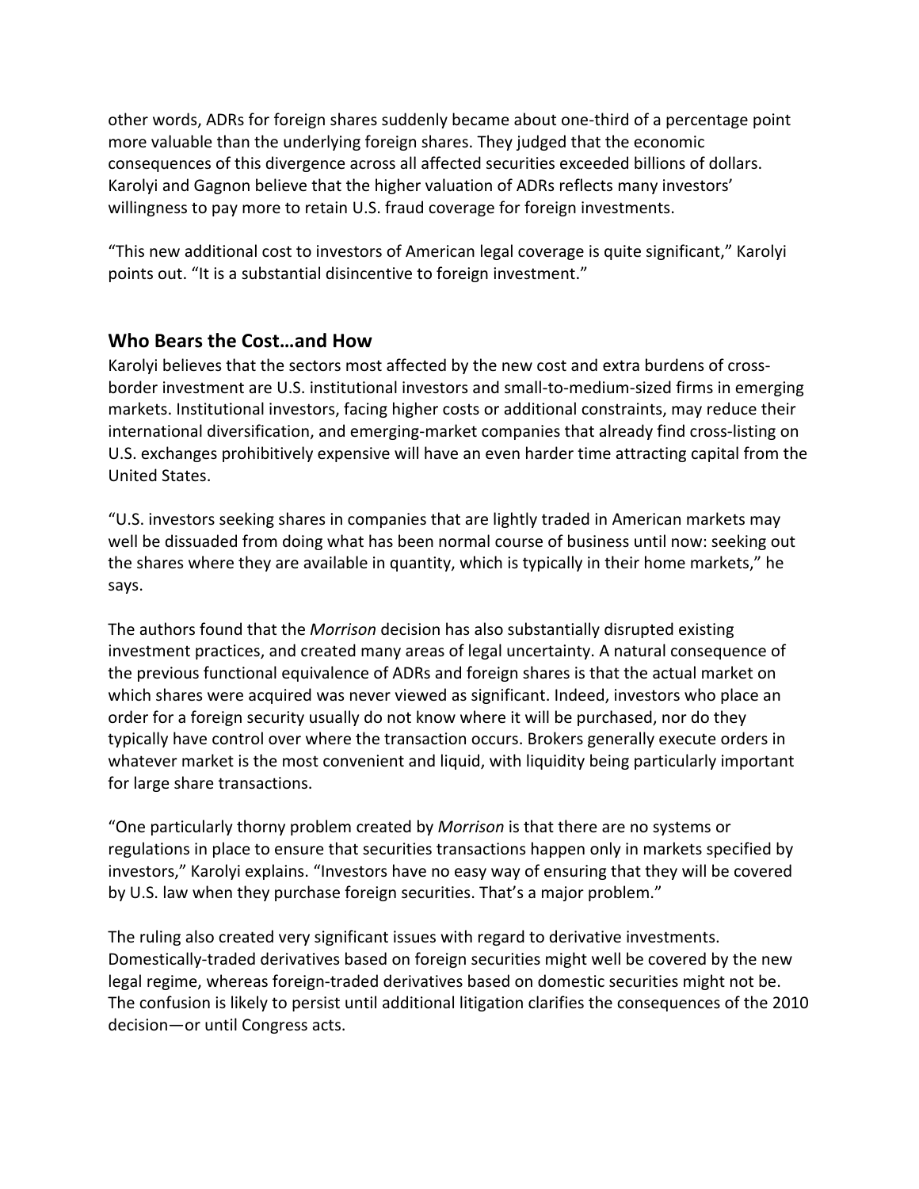other words, ADRs for foreign shares suddenly became about one-third of a percentage point more valuable than the underlying foreign shares. They judged that the economic consequences of this divergence across all affected securities exceeded billions of dollars. Karolyi and Gagnon believe that the higher valuation of ADRs reflects many investors' willingness to pay more to retain U.S. fraud coverage for foreign investments.

"This new additional cost to investors of American legal coverage is quite significant," Karolyi points out. "It is a substantial disincentive to foreign investment."

## Who Bears the Cost…and How

Karolyi believes that the sectors most affected by the new cost and extra burdens of cross-border investment are U.S. institutional investors and small-to-medium-sized firms in emerging markets. Institutional investors, facing higher costs or additional constraints, may reduce their international diversification, and emerging-market companies that already find cross-listing on U.S. exchanges prohibitively expensive will have an even harder time attracting capital from the United States.

"U.S. investors seeking shares in companies that are lightly traded in American markets may well be dissuaded from doing what has been normal course of business until now: seeking out the shares where they are available in quantity, which is typically in their home markets," he says.

The authors found that the *Morrison* decision has also substantially disrupted existing investment practices, and created many areas of legal uncertainty. A natural consequence of the previous functional equivalence of ADRs and foreign shares is that the actual market on which shares were acquired was never viewed as significant. Indeed, investors who place an order for a foreign security usually do not know where it will be purchased, nor do they typically have control over where the transaction occurs. Brokers generally execute orders in whatever market is the most convenient and liquid, with liquidity being particularly important for large share transactions.

"One particularly thorny problem created by *Morrison* is that there are no systems or regulations in place to ensure that securities transactions happen only in markets specified by investors," Karolyi explains. "Investors have no easy way of ensuring that they will be covered by U.S. law when they purchase foreign securities. That's a major problem."

The ruling also created very significant issues with regard to derivative investments. Domestically-traded derivatives based on foreign securities might well be covered by the new legal regime, whereas foreign-traded derivatives based on domestic securities might not be. The confusion is likely to persist until additional litigation clarifies the consequences of the 2010 decision—or until Congress acts.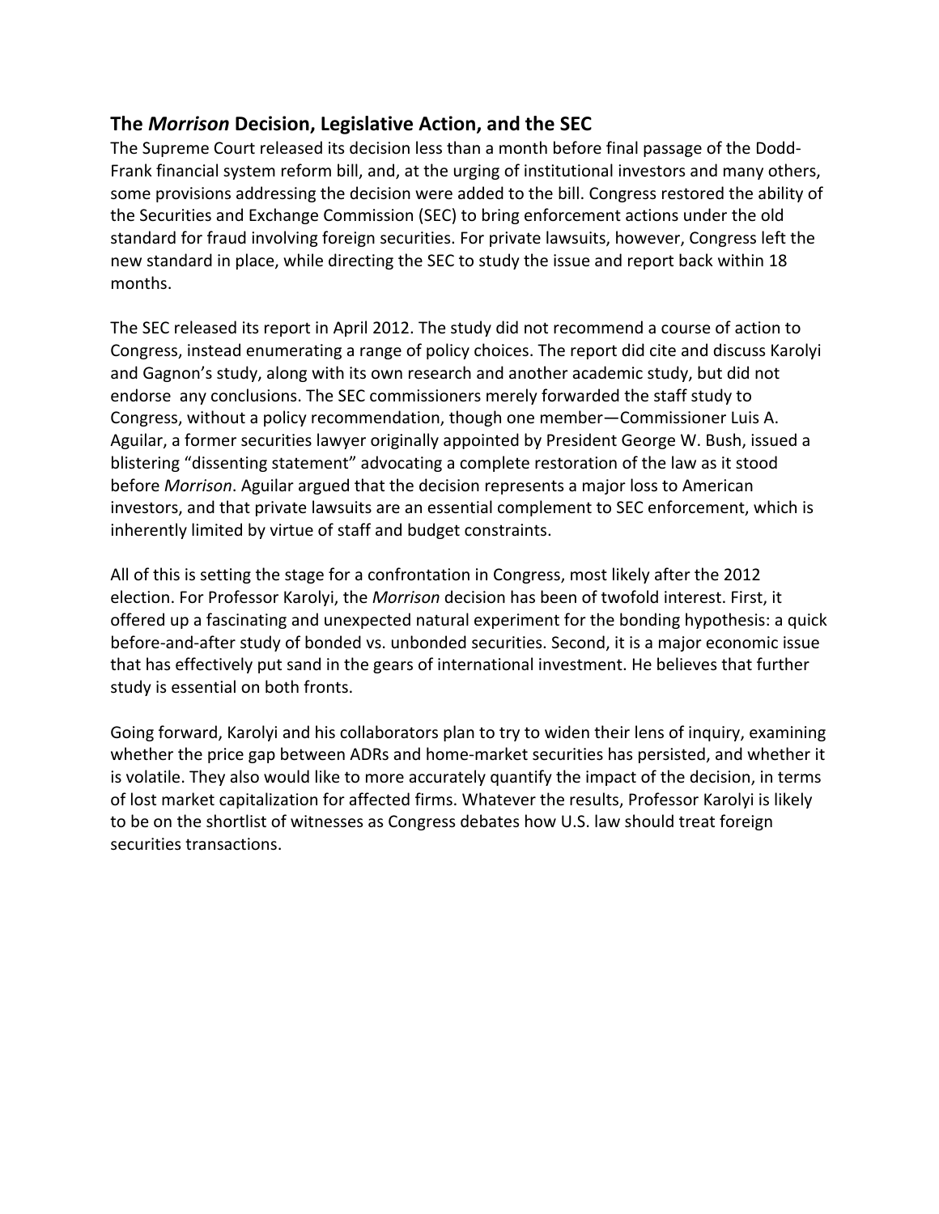## The *Morrison* Decision, Legislative Action, and the SEC

The Supreme Court released its decision less than a month before final passage of the Dodd-Frank financial system reform bill, and, at the urging of institutional investors and many others, some provisions addressing the decision were added to the bill. Congress restored the ability of the Securities and Exchange Commission (SEC) to bring enforcement actions under the old standard for fraud involving foreign securities. For private lawsuits, however, Congress left the new standard in place, while directing the SEC to study the issue and report back within 18 months.

The SEC released its report in April 2012. The study did not recommend a course of action to Congress, instead enumerating a range of policy choices. The report did cite and discuss Karolyi and Gagnon's study, along with its own research and another academic study, but did not endorse any conclusions. The SEC commissioners merely forwarded the staff study to Congress, without a policy recommendation, though one member—Commissioner Luis A. Aguilar, a former securities lawyer originally appointed by President George W. Bush, issued a blistering "dissenting statement" advocating a complete restoration of the law as it stood before *Morrison*. Aguilar argued that the decision represents a major loss to American investors, and that private lawsuits are an essential complement to SEC enforcement, which is inherently limited by virtue of staff and budget constraints.

All of this is setting the stage for a confrontation in Congress, most likely after the 2012 election. For Professor Karolyi, the *Morrison* decision has been of twofold interest. First, it offered up a fascinating and unexpected natural experiment for the bonding hypothesis: a quick before-and-after study of bonded vs. unbonded securities. Second, it is a major economic issue that has effectively put sand in the gears of international investment. He believes that further study is essential on both fronts.

Going forward, Karolyi and his collaborators plan to try to widen their lens of inquiry, examining whether the price gap between ADRs and home-market securities has persisted, and whether it is volatile. They also would like to more accurately quantify the impact of the decision, in terms of lost market capitalization for affected firms. Whatever the results, Professor Karolyi is likely to be on the shortlist of witnesses as Congress debates how U.S. law should treat foreign securities transactions.